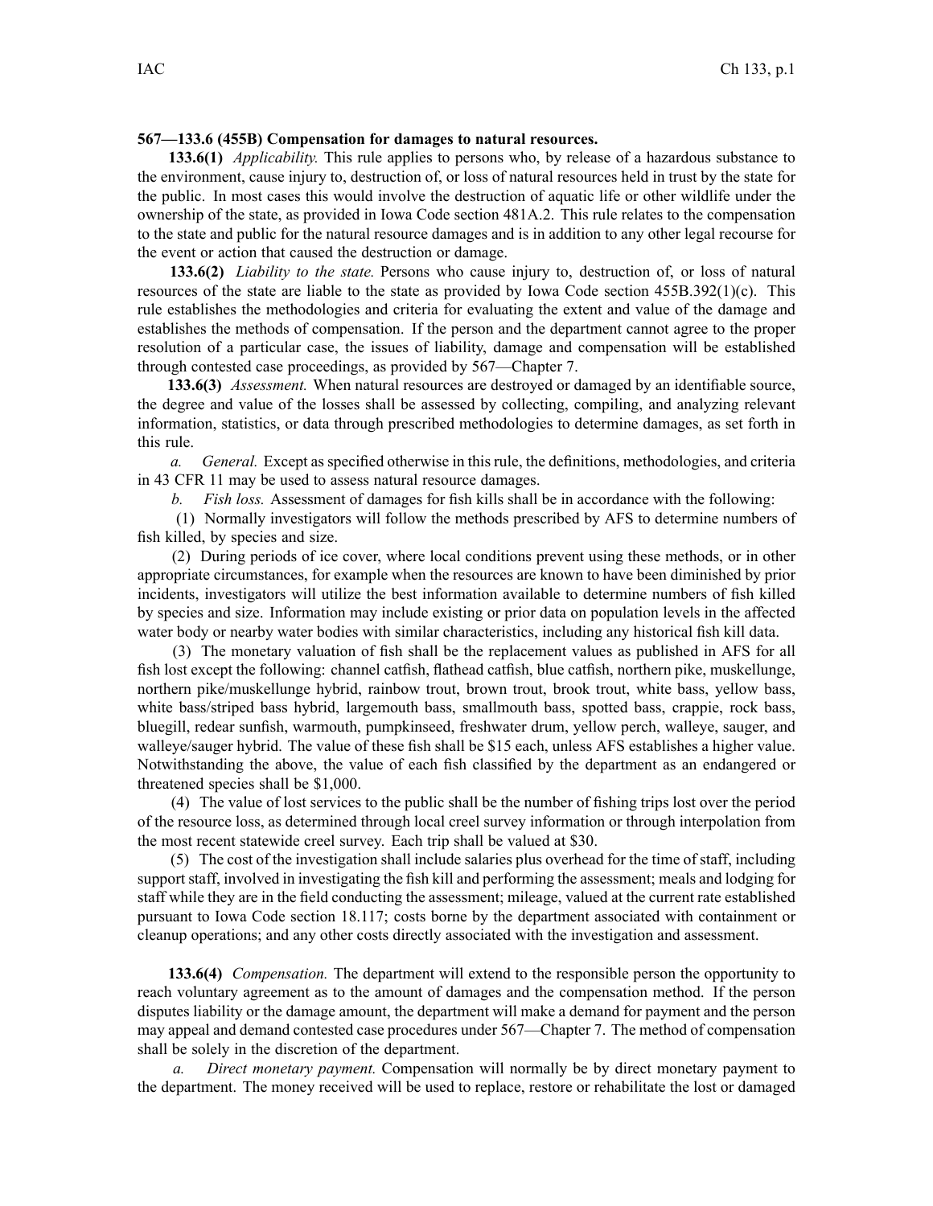**567—133.6 (455B) Compensation for damages to natural resources.**

**133.6(1)** *Applicability.* This rule applies to persons who, by release of a hazardous substance to the environment, cause injury to, destruction of, or loss of natural resources held in trust by the state for the public. In most cases this would involve the destruction of aquatic life or other wildlife under the ownership of the state, as provided in Iowa Code section 481A.2. This rule relates to the compensation to the state and public for the natural resource damages and is in addition to any other legal recourse for the event or action that caused the destruction or damage.

**133.6(2)** *Liability to the state.* Persons who cause injury to, destruction of, or loss of natural resources of the state are liable to the state as provided by Iowa Code section 455B.392(1)(c). This rule establishes the methodologies and criteria for evaluating the extent and value of the damage and establishes the methods of compensation. If the person and the department cannot agree to the proper resolution of a particular case, the issues of liability, damage and compensation will be established through contested case proceedings, as provided by 567—Chapter 7.

**133.6(3)** *Assessment.* When natural resources are destroyed or damaged by an identifiable source, the degree and value of the losses shall be assessed by collecting, compiling, and analyzing relevant information, statistics, or data through prescribed methodologies to determine damages, as set forth in this rule.

*a. General.* Except as specified otherwise in this rule, the definitions, methodologies, and criteria in 43 CFR 11 may be used to assess natural resource damages.

*b. Fish loss.* Assessment of damages for fish kills shall be in accordance with the following:

(1) Normally investigators will follow the methods prescribed by AFS to determine numbers of fish killed, by species and size.

(2) During periods of ice cover, where local conditions prevent using these methods, or in other appropriate circumstances, for example when the resources are known to have been diminished by prior incidents, investigators will utilize the best information available to determine numbers of fish killed by species and size. Information may include existing or prior data on population levels in the affected water body or nearby water bodies with similar characteristics, including any historical fish kill data.

(3) The monetary valuation of fish shall be the replacement values as published in AFS for all fish lost except the following: channel catfish, flathead catfish, blue catfish, northern pike, muskellunge, northern pike/muskellunge hybrid, rainbow trout, brown trout, brook trout, white bass, yellow bass, white bass/striped bass hybrid, largemouth bass, smallmouth bass, spotted bass, crappie, rock bass, bluegill, redear sunfish, warmouth, pumpkinseed, freshwater drum, yellow perch, walleye, sauger, and walleye/sauger hybrid. The value of these fish shall be $15 each, unless AFS establishes a higher value. Notwithstanding the above, the value of each fish classified by the department as an endangered or threatened species shall be $1,000.

(4) The value of lost services to the public shall be the number of fishing trips lost over the period of the resource loss, as determined through local creel survey information or through interpolation from the most recent statewide creel survey. Each trip shall be valued at $30.

(5) The cost of the investigation shall include salaries plus overhead for the time of staff, including support staff, involved in investigating the fish kill and performing the assessment; meals and lodging for staff while they are in the field conducting the assessment; mileage, valued at the current rate established pursuant to Iowa Code section 18.117; costs borne by the department associated with containment or cleanup operations; and any other costs directly associated with the investigation and assessment.

**133.6(4)** *Compensation.* The department will extend to the responsible person the opportunity to reach voluntary agreement as to the amount of damages and the compensation method. If the person disputes liability or the damage amount, the department will make a demand for payment and the person may appeal and demand contested case procedures under 567—Chapter 7. The method of compensation shall be solely in the discretion of the department.

*a. Direct monetary payment.* Compensation will normally be by direct monetary payment to the department. The money received will be used to replace, restore or rehabilitate the lost or damaged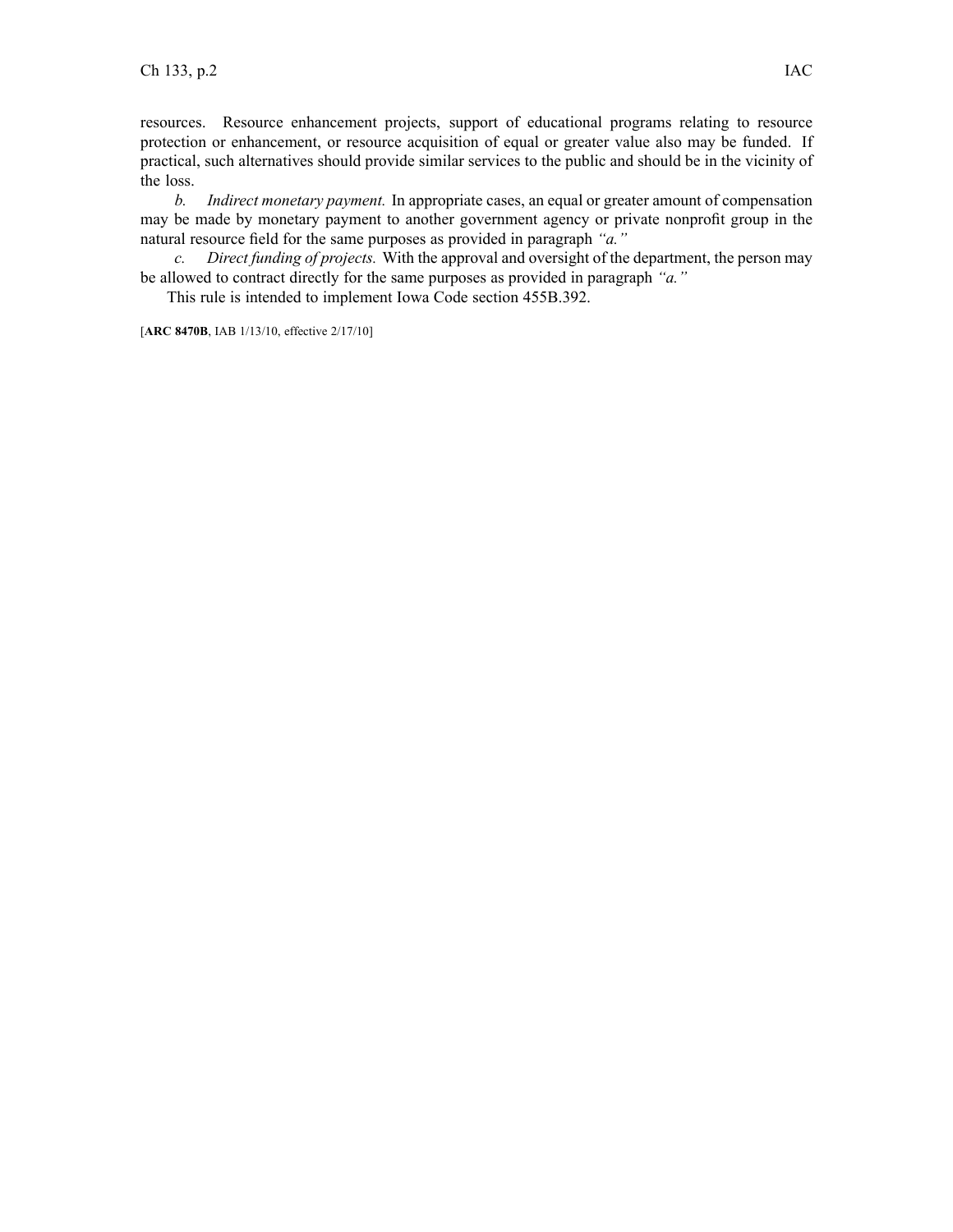resources. Resource enhancement projects, support of educational programs relating to resource protection or enhancement, or resource acquisition of equal or greater value also may be funded. If practical, such alternatives should provide similar services to the public and should be in the vicinity of the loss.

*b.* *Indirect monetary payment.* In appropriate cases, an equal or greater amount of compensation may be made by monetary payment to another government agency or private nonprofit group in the natural resource field for the same purposes as provided in paragraph *"a."*

*c.* *Direct funding of projects.* With the approval and oversight of the department, the person may be allowed to contract directly for the same purposes as provided in paragraph *"a."*

This rule is intended to implement Iowa Code section 455B.392.

[**ARC 8470B**, IAB 1/13/10, effective 2/17/10]